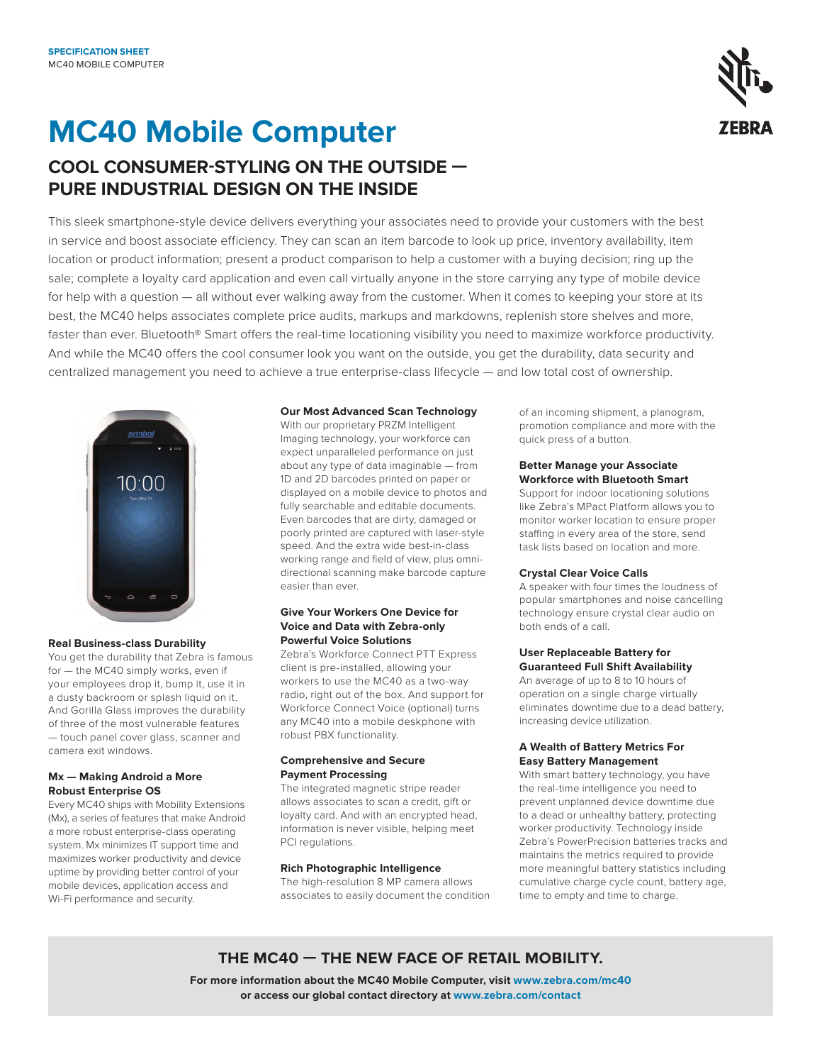**SPECIFICATION SHEET**
MC40 MOBILE COMPUTER

# MC40 Mobile Computer

## COOL CONSUMER-STYLING ON THE OUTSIDE — PURE INDUSTRIAL DESIGN ON THE INSIDE

This sleek smartphone-style device delivers everything your associates need to provide your customers with the best in service and boost associate efficiency. They can scan an item barcode to look up price, inventory availability, item location or product information; present a product comparison to help a customer with a buying decision; ring up the sale; complete a loyalty card application and even call virtually anyone in the store carrying any type of mobile device for help with a question — all without ever walking away from the customer. When it comes to keeping your store at its best, the MC40 helps associates complete price audits, markups and markdowns, replenish store shelves and more, faster than ever. Bluetooth® Smart offers the real-time locationing visibility you need to maximize workforce productivity. And while the MC40 offers the cool consumer look you want on the outside, you get the durability, data security and centralized management you need to achieve a true enterprise-class lifecycle — and low total cost of ownership.

### Real Business-class Durability

You get the durability that Zebra is famous for — the MC40 simply works, even if your employees drop it, bump it, use it in a dusty backroom or splash liquid on it. And Gorilla Glass improves the durability of three of the most vulnerable features — touch panel cover glass, scanner and camera exit windows.

### Mx — Making Android a More Robust Enterprise OS

Every MC40 ships with Mobility Extensions (Mx), a series of features that make Android a more robust enterprise-class operating system. Mx minimizes IT support time and maximizes worker productivity and device uptime by providing better control of your mobile devices, application access and Wi-Fi performance and security.

### Our Most Advanced Scan Technology

With our proprietary PRZM Intelligent Imaging technology, your workforce can expect unparalleled performance on just about any type of data imaginable — from 1D and 2D barcodes printed on paper or displayed on a mobile device to photos and fully searchable and editable documents. Even barcodes that are dirty, damaged or poorly printed are captured with laser-style speed. And the extra wide best-in-class working range and field of view, plus omni-directional scanning make barcode capture easier than ever.

### Give Your Workers One Device for Voice and Data with Zebra-only Powerful Voice Solutions

Zebra's Workforce Connect PTT Express client is pre-installed, allowing your workers to use the MC40 as a two-way radio, right out of the box. And support for Workforce Connect Voice (optional) turns any MC40 into a mobile deskphone with robust PBX functionality.

### Comprehensive and Secure Payment Processing

The integrated magnetic stripe reader allows associates to scan a credit, gift or loyalty card. And with an encrypted head, information is never visible, helping meet PCI regulations.

### Rich Photographic Intelligence

The high-resolution 8 MP camera allows associates to easily document the condition of an incoming shipment, a planogram, promotion compliance and more with the quick press of a button.

### Better Manage your Associate Workforce with Bluetooth Smart

Support for indoor locationing solutions like Zebra's MPact Platform allows you to monitor worker location to ensure proper staffing in every area of the store, send task lists based on location and more.

### Crystal Clear Voice Calls

A speaker with four times the loudness of popular smartphones and noise cancelling technology ensure crystal clear audio on both ends of a call.

### User Replaceable Battery for Guaranteed Full Shift Availability

An average of up to 8 to 10 hours of operation on a single charge virtually eliminates downtime due to a dead battery, increasing device utilization.

### A Wealth of Battery Metrics For Easy Battery Management

With smart battery technology, you have the real-time intelligence you need to prevent unplanned device downtime due to a dead or unhealthy battery, protecting worker productivity. Technology inside Zebra's PowerPrecision batteries tracks and maintains the metrics required to provide more meaningful battery statistics including cumulative charge cycle count, battery age, time to empty and time to charge.

## THE MC40 — THE NEW FACE OF RETAIL MOBILITY.

**For more information about the MC40 Mobile Computer, visit www.zebra.com/mc40 or access our global contact directory at www.zebra.com/contact**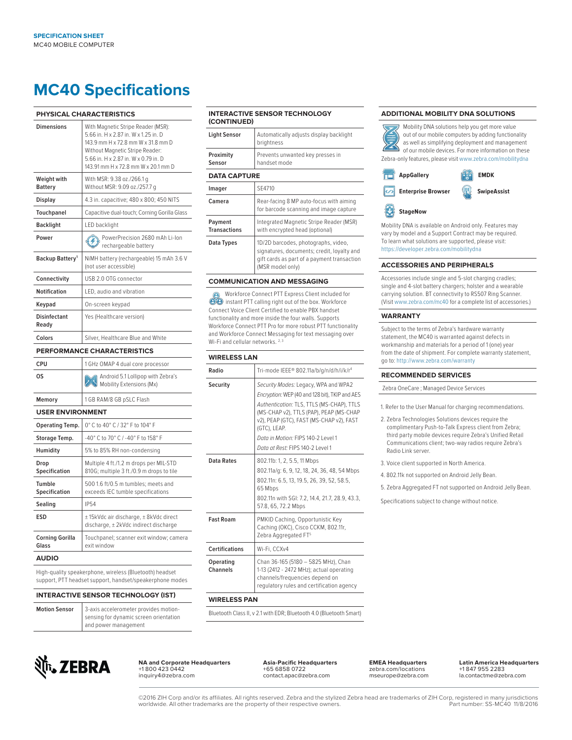SPECIFICATION SHEET
MC40 MOBILE COMPUTER

# MC40 Specifications

## PHYSICAL CHARACTERISTICS

| | |
|---|---|
| Dimensions | With Magnetic Stripe Reader (MSR): 5.66 in. H x 2.87 in. W x 1.25 in. D 143.9 mm H x 72.8 mm W x 31.8 mm D Without Magnetic Stripe Reader: 5.66 in. H x 2.87 in. W x 0.79 in. D 143.91 mm H x 72.8 mm W x 20.1 mm D |
| Weight with Battery | With MSR: 9.38 oz./266.1 g Without MSR: 9.09 oz./257.7 g |
| Display | 4.3 in. capacitive; 480 x 800; 450 NITS |
| Touchpanel | Capacitive dual-touch; Corning Gorilla Glass |
| Backlight | LED backlight |
| Power | PowerPrecision 2680 mAh Li-Ion rechargeable battery |
| Backup Battery[1] | NiMH battery (rechargeable) 15 mAh 3.6 V (not user accessible) |
| Connectivity | USB 2.0 OTG connector |
| Notification | LED, audio and vibration |
| Keypad | On-screen keypad |
| Disinfectant Ready | Yes (Healthcare version) |
| Colors | Silver, Healthcare Blue and White |

## PERFORMANCE CHARACTERISTICS

| | |
|---|---|
| CPU | 1 GHz OMAP 4 dual core processor |
| OS | Android 5.1 Lollipop with Zebra's Mobility Extensions (Mx) |
| Memory | 1 GB RAM/8 GB pSLC Flash |

## USER ENVIRONMENT

| | |
|---|---|
| Operating Temp. | 0° C to 40° C / 32° F to 104° F |
| Storage Temp. | -40° C to 70° C / -40° F to 158° F |
| Humidity | 5% to 85% RH non-condensing |
| Drop Specification | Multiple 4 ft./1.2 m drops per MIL-STD 810G; multiple 3 ft./0.9 m drops to tile |
| Tumble Specification | 500 1.6 ft/0.5 m tumbles; meets and exceeds IEC tumble specifications |
| Sealing | IP54 |
| ESD | ± 15kVdc air discharge, ± 8kVdc direct discharge, ± 2kVdc indirect discharge |
| Corning Gorilla Glass | Touchpanel; scanner exit window; camera exit window |

## AUDIO

High-quality speakerphone, wireless (Bluetooth) headset support, PTT headset support, handset/speakerphone modes

## INTERACTIVE SENSOR TECHNOLOGY (IST)

| | |
|---|---|
| Motion Sensor | 3-axis accelerometer provides motion-sensing for dynamic screen orientation and power management |
| Light Sensor | Automatically adjusts display backlight brightness |
| Proximity Sensor | Prevents unwanted key presses in handset mode |

## DATA CAPTURE

| | |
|---|---|
| Imager | SE4710 |
| Camera | Rear-facing 8 MP auto-focus with aiming for barcode scanning and image capture |
| Payment Transactions | Integrated Magnetic Stripe Reader (MSR) with encrypted head (optional) |
| Data Types | 1D/2D barcodes, photographs, video, signatures, documents; credit, loyalty and gift cards as part of a payment transaction (MSR model only) |

## COMMUNICATION AND MESSAGING

Workforce Connect PTT Express Client included for instant PTT calling right out of the box. Workforce Connect Voice Client Certified to enable PBX handset functionality and more inside the four walls. Supports Workforce Connect PTT Pro for more robust PTT functionality and Workforce Connect Messaging for text messaging over Wi-Fi and cellular networks. [2, 3]

## WIRELESS LAN

| | |
|---|---|
| Radio | Tri-mode IEEE® 802.11a/b/g/n/d/h/i/k/r[4] |
| Security | *Security Modes:* Legacy, WPA and WPA2 *Encryption:* WEP (40 and 128 bit), TKIP and AES *Authentication:* TLS, TTLS (MS-CHAP), TTLS (MS-CHAP v2), TTLS (PAP), PEAP (MS-CHAP v2), PEAP (GTC), FAST (MS-CHAP v2), FAST (GTC), LEAP. *Data in Motion:* FIPS 140-2 Level 1 *Data at Rest:* FIPS 140-2 Level 1 |
| Data Rates | 802.11b: 1, 2, 5.5, 11 Mbps 802.11a/g: 6, 9, 12, 18, 24, 36, 48, 54 Mbps 802.11n: 6.5, 13, 19.5, 26, 39, 52, 58.5, 65 Mbps 802.11n with SGI: 7.2, 14.4, 21.7, 28.9, 43.3, 57.8, 65, 72.2 Mbps |
| Fast Roam | PMKID Caching, Opportunistic Key Caching (OKC), Cisco CCKM, 802.11r, Zebra Aggregated FT[5] |
| Certifications | Wi-Fi, CCXv4 |
| Operating Channels | Chan 36-165 (5180 – 5825 MHz), Chan 1-13 (2412 - 2472 MHz); actual operating channels/frequencies depend on regulatory rules and certification agency |

## WIRELESS PAN

Bluetooth Class II, v 2.1 with EDR; Bluetooth 4.0 (Bluetooth Smart)

## ADDITIONAL MOBILITY DNA SOLUTIONS

Mobility DNA solutions help you get more value out of our mobile computers by adding functionality as well as simplifying deployment and management of our mobile devices. For more information on these Zebra-only features, please visit www.zebra.com/mobilitydna

- AppGallery
- EMDK
- Enterprise Browser
- SwipeAssist
- StageNow

Mobility DNA is available on Android only. Features may vary by model and a Support Contract may be required. To learn what solutions are supported, please visit: https://developer.zebra.com/mobilitydna

## ACCESSORIES AND PERIPHERALS

Accessories include single and 5-slot charging cradles; single and 4-slot battery chargers; holster and a wearable carrying solution. BT connectivity to RS507 Ring Scanner. (Visit www.zebra.com/mc40 for a complete list of accessories.)

## WARRANTY

Subject to the terms of Zebra's hardware warranty statement, the MC40 is warranted against defects in workmanship and materials for a period of 1 (one) year from the date of shipment. For complete warranty statement, go to: http://www.zebra.com/warranty

## RECOMMENDED SERVICES

Zebra OneCare ; Managed Device Services

1. Refer to the User Manual for charging recommendations.
2. Zebra Technologies Solutions devices require the complimentary Push-to-Talk Express client from Zebra; third party mobile devices require Zebra's Unified Retail Communications client; two-way radios require Zebra's Radio Link server.
3. Voice client supported in North America.
4. 802.11k not supported on Android Jelly Bean.
5. Zebra Aggregated FT not supported on Android Jelly Bean.

Specifications subject to change without notice.

**NA and Corporate Headquarters**
+1 800 423 0442
inquiry4@zebra.com

**Asia-Pacific Headquarters**
+65 6858 0722
contact.apac@zebra.com

**EMEA Headquarters**
zebra.com/locations
mseurope@zebra.com

**Latin America Headquarters**
+1 847 955 2283
la.contactme@zebra.com

©2016 ZIH Corp and/or its affiliates. All rights reserved. Zebra and the stylized Zebra head are trademarks of ZIH Corp, registered in many jurisdictions worldwide. All other trademarks are the property of their respective owners. Part number: SS-MC40 11/8/2016